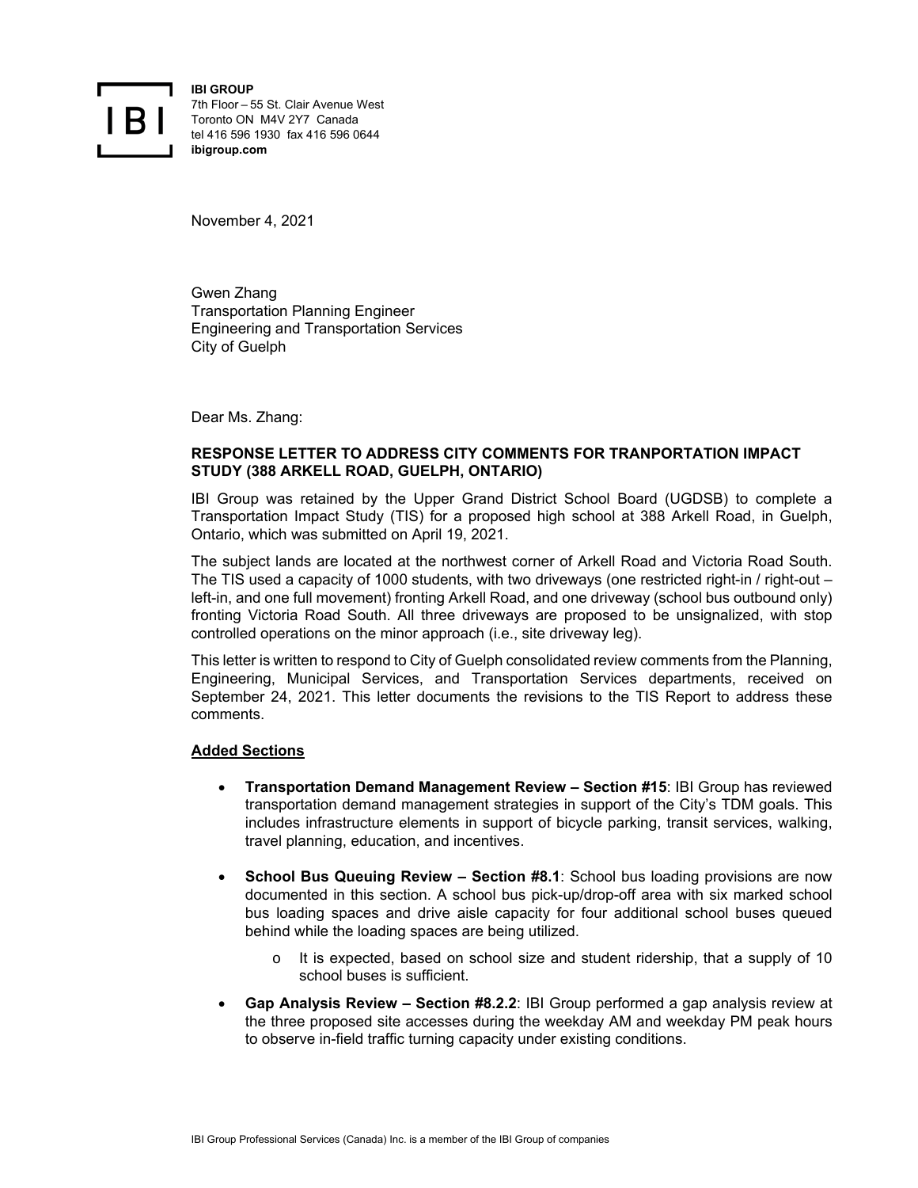**IBI GROUP**
7th Floor – 55 St. Clair Avenue West
Toronto ON M4V 2Y7 Canada
tel 416 596 1930 fax 416 596 0644
**ibigroup.com**

November 4, 2021

Gwen Zhang
Transportation Planning Engineer
Engineering and Transportation Services
City of Guelph

Dear Ms. Zhang:

**RESPONSE LETTER TO ADDRESS CITY COMMENTS FOR TRANPORTATION IMPACT STUDY (388 ARKELL ROAD, GUELPH, ONTARIO)**

IBI Group was retained by the Upper Grand District School Board (UGDSB) to complete a Transportation Impact Study (TIS) for a proposed high school at 388 Arkell Road, in Guelph, Ontario, which was submitted on April 19, 2021.

The subject lands are located at the northwest corner of Arkell Road and Victoria Road South. The TIS used a capacity of 1000 students, with two driveways (one restricted right-in / right-out – left-in, and one full movement) fronting Arkell Road, and one driveway (school bus outbound only) fronting Victoria Road South. All three driveways are proposed to be unsignalized, with stop controlled operations on the minor approach (i.e., site driveway leg).

This letter is written to respond to City of Guelph consolidated review comments from the Planning, Engineering, Municipal Services, and Transportation Services departments, received on September 24, 2021. This letter documents the revisions to the TIS Report to address these comments.

**Added Sections**

- **Transportation Demand Management Review – Section #15**: IBI Group has reviewed transportation demand management strategies in support of the City's TDM goals. This includes infrastructure elements in support of bicycle parking, transit services, walking, travel planning, education, and incentives.
- **School Bus Queuing Review – Section #8.1**: School bus loading provisions are now documented in this section. A school bus pick-up/drop-off area with six marked school bus loading spaces and drive aisle capacity for four additional school buses queued behind while the loading spaces are being utilized.
  - It is expected, based on school size and student ridership, that a supply of 10 school buses is sufficient.
- **Gap Analysis Review – Section #8.2.2**: IBI Group performed a gap analysis review at the three proposed site accesses during the weekday AM and weekday PM peak hours to observe in-field traffic turning capacity under existing conditions.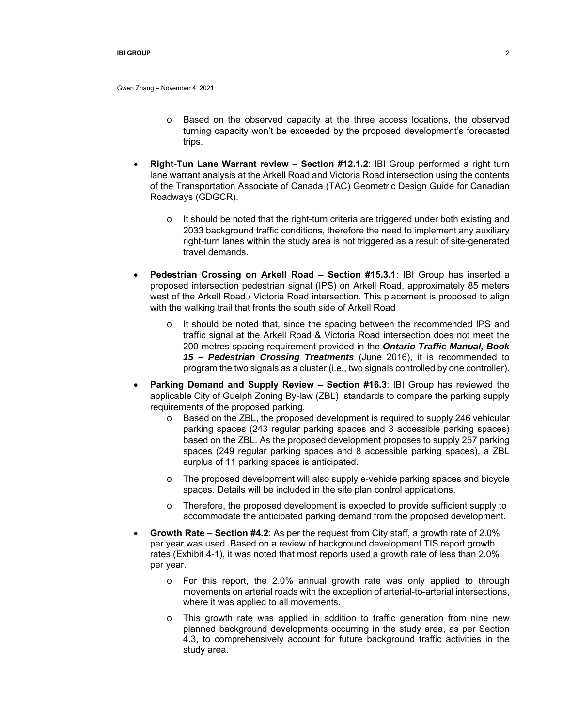Gwen Zhang – November 4, 2021

- Based on the observed capacity at the three access locations, the observed turning capacity won't be exceeded by the proposed development's forecasted trips.

- **Right-Tun Lane Warrant review – Section #12.1.2**: IBI Group performed a right turn lane warrant analysis at the Arkell Road and Victoria Road intersection using the contents of the Transportation Associate of Canada (TAC) Geometric Design Guide for Canadian Roadways (GDGCR).
  - It should be noted that the right-turn criteria are triggered under both existing and 2033 background traffic conditions, therefore the need to implement any auxiliary right-turn lanes within the study area is not triggered as a result of site-generated travel demands.

- **Pedestrian Crossing on Arkell Road – Section #15.3.1**: IBI Group has inserted a proposed intersection pedestrian signal (IPS) on Arkell Road, approximately 85 meters west of the Arkell Road / Victoria Road intersection. This placement is proposed to align with the walking trail that fronts the south side of Arkell Road
  - It should be noted that, since the spacing between the recommended IPS and traffic signal at the Arkell Road & Victoria Road intersection does not meet the 200 metres spacing requirement provided in the ***Ontario Traffic Manual, Book 15 – Pedestrian Crossing Treatments*** (June 2016), it is recommended to program the two signals as a cluster (i.e., two signals controlled by one controller).

- **Parking Demand and Supply Review – Section #16.3**: IBI Group has reviewed the applicable City of Guelph Zoning By-law (ZBL) standards to compare the parking supply requirements of the proposed parking.
  - Based on the ZBL, the proposed development is required to supply 246 vehicular parking spaces (243 regular parking spaces and 3 accessible parking spaces) based on the ZBL. As the proposed development proposes to supply 257 parking spaces (249 regular parking spaces and 8 accessible parking spaces), a ZBL surplus of 11 parking spaces is anticipated.
  - The proposed development will also supply e-vehicle parking spaces and bicycle spaces. Details will be included in the site plan control applications.
  - Therefore, the proposed development is expected to provide sufficient supply to accommodate the anticipated parking demand from the proposed development.

- **Growth Rate – Section #4.2**: As per the request from City staff, a growth rate of 2.0% per year was used. Based on a review of background development TIS report growth rates (Exhibit 4-1), it was noted that most reports used a growth rate of less than 2.0% per year.
  - For this report, the 2.0% annual growth rate was only applied to through movements on arterial roads with the exception of arterial-to-arterial intersections, where it was applied to all movements.
  - This growth rate was applied in addition to traffic generation from nine new planned background developments occurring in the study area, as per Section 4.3, to comprehensively account for future background traffic activities in the study area.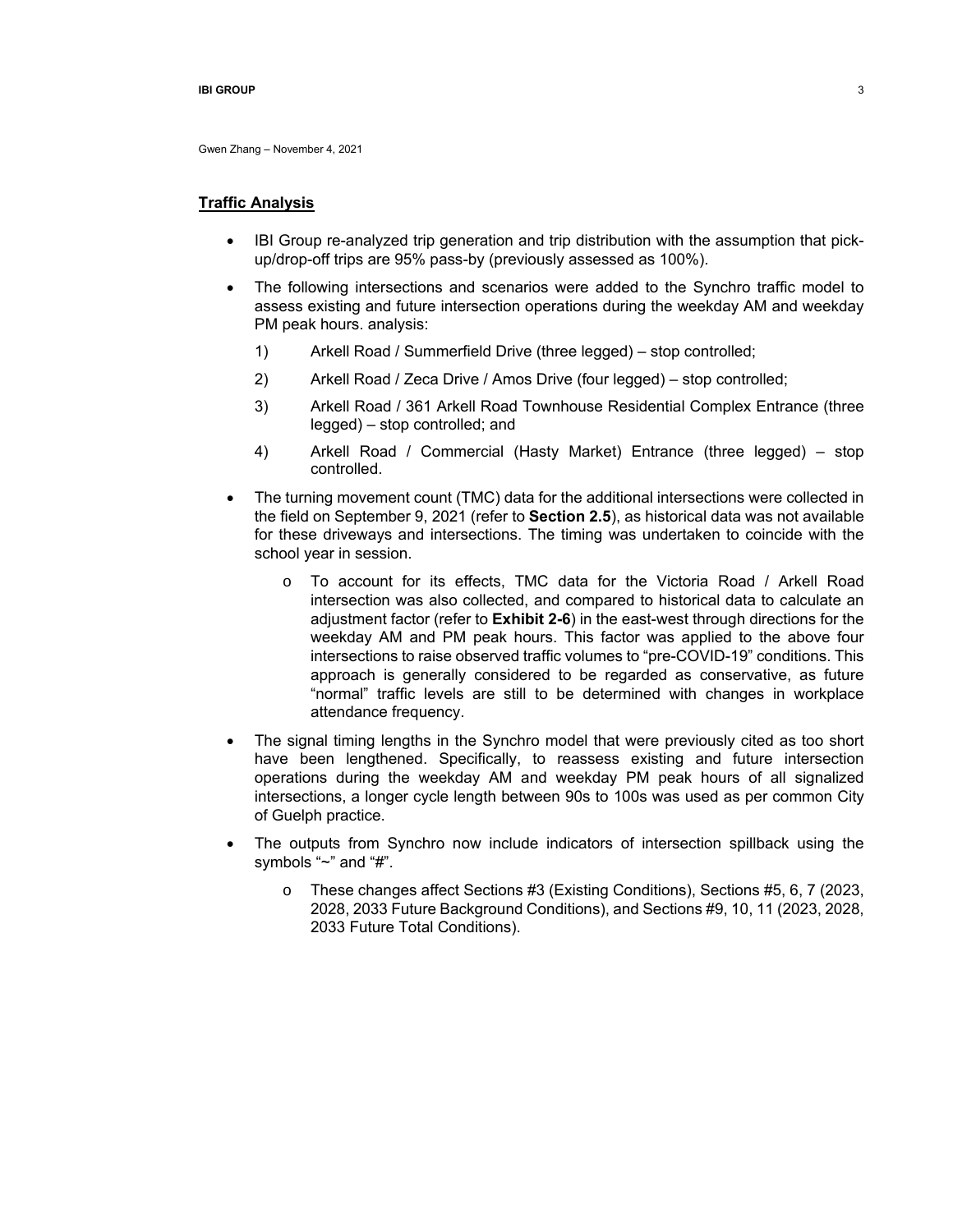Gwen Zhang – November 4, 2021

## Traffic Analysis

- IBI Group re-analyzed trip generation and trip distribution with the assumption that pick-up/drop-off trips are 95% pass-by (previously assessed as 100%).
- The following intersections and scenarios were added to the Synchro traffic model to assess existing and future intersection operations during the weekday AM and weekday PM peak hours. analysis:
  1) Arkell Road / Summerfield Drive (three legged) – stop controlled;
  2) Arkell Road / Zeca Drive / Amos Drive (four legged) – stop controlled;
  3) Arkell Road / 361 Arkell Road Townhouse Residential Complex Entrance (three legged) – stop controlled; and
  4) Arkell Road / Commercial (Hasty Market) Entrance (three legged) – stop controlled.
- The turning movement count (TMC) data for the additional intersections were collected in the field on September 9, 2021 (refer to **Section 2.5**), as historical data was not available for these driveways and intersections. The timing was undertaken to coincide with the school year in session.
  - To account for its effects, TMC data for the Victoria Road / Arkell Road intersection was also collected, and compared to historical data to calculate an adjustment factor (refer to **Exhibit 2-6**) in the east-west through directions for the weekday AM and PM peak hours. This factor was applied to the above four intersections to raise observed traffic volumes to "pre-COVID-19" conditions. This approach is generally considered to be regarded as conservative, as future "normal" traffic levels are still to be determined with changes in workplace attendance frequency.
- The signal timing lengths in the Synchro model that were previously cited as too short have been lengthened. Specifically, to reassess existing and future intersection operations during the weekday AM and weekday PM peak hours of all signalized intersections, a longer cycle length between 90s to 100s was used as per common City of Guelph practice.
- The outputs from Synchro now include indicators of intersection spillback using the symbols "~" and "#".
  - These changes affect Sections #3 (Existing Conditions), Sections #5, 6, 7 (2023, 2028, 2033 Future Background Conditions), and Sections #9, 10, 11 (2023, 2028, 2033 Future Total Conditions).